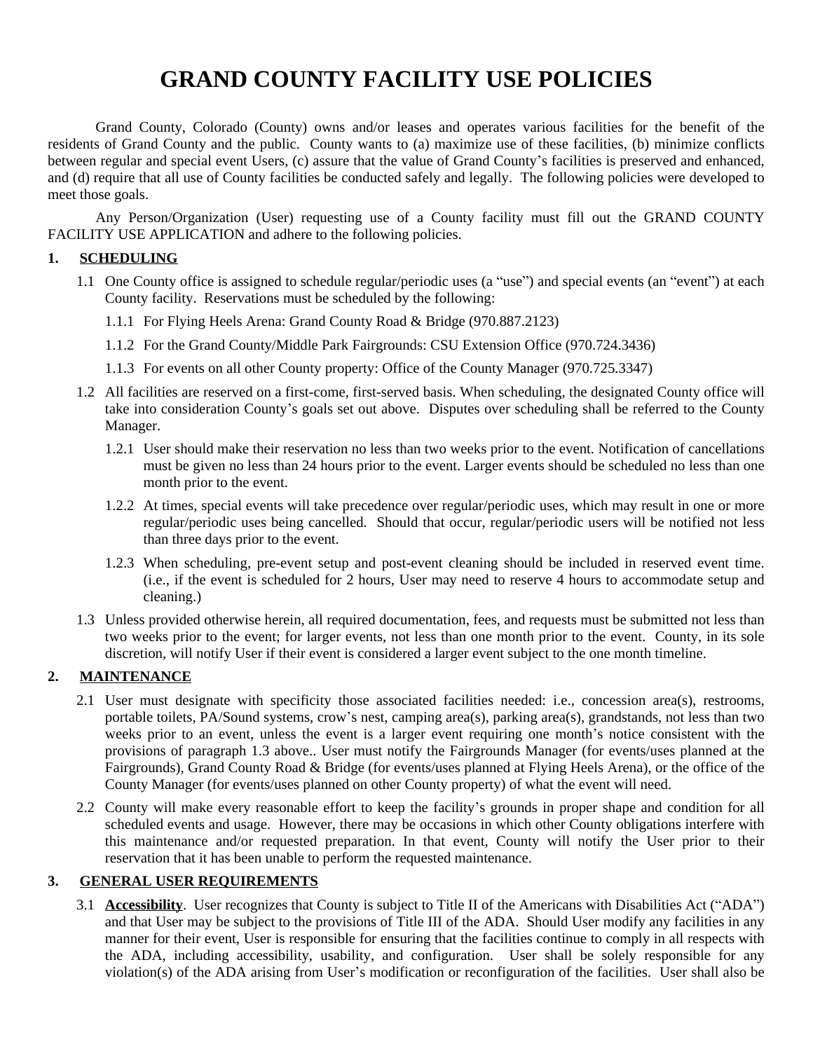# GRAND COUNTY FACILITY USE POLICIES

Grand County, Colorado (County) owns and/or leases and operates various facilities for the benefit of the residents of Grand County and the public. County wants to (a) maximize use of these facilities, (b) minimize conflicts between regular and special event Users, (c) assure that the value of Grand County's facilities is preserved and enhanced, and (d) require that all use of County facilities be conducted safely and legally. The following policies were developed to meet those goals.

Any Person/Organization (User) requesting use of a County facility must fill out the GRAND COUNTY FACILITY USE APPLICATION and adhere to the following policies.

## 1. SCHEDULING

1.1 One County office is assigned to schedule regular/periodic uses (a "use") and special events (an "event") at each County facility. Reservations must be scheduled by the following:

1.1.1 For Flying Heels Arena: Grand County Road & Bridge (970.887.2123)

1.1.2 For the Grand County/Middle Park Fairgrounds: CSU Extension Office (970.724.3436)

1.1.3 For events on all other County property: Office of the County Manager (970.725.3347)

1.2 All facilities are reserved on a first-come, first-served basis. When scheduling, the designated County office will take into consideration County's goals set out above. Disputes over scheduling shall be referred to the County Manager.

1.2.1 User should make their reservation no less than two weeks prior to the event. Notification of cancellations must be given no less than 24 hours prior to the event. Larger events should be scheduled no less than one month prior to the event.

1.2.2 At times, special events will take precedence over regular/periodic uses, which may result in one or more regular/periodic uses being cancelled. Should that occur, regular/periodic users will be notified not less than three days prior to the event.

1.2.3 When scheduling, pre-event setup and post-event cleaning should be included in reserved event time. (i.e., if the event is scheduled for 2 hours, User may need to reserve 4 hours to accommodate setup and cleaning.)

1.3 Unless provided otherwise herein, all required documentation, fees, and requests must be submitted not less than two weeks prior to the event; for larger events, not less than one month prior to the event. County, in its sole discretion, will notify User if their event is considered a larger event subject to the one month timeline.

## 2. MAINTENANCE

2.1 User must designate with specificity those associated facilities needed: i.e., concession area(s), restrooms, portable toilets, PA/Sound systems, crow's nest, camping area(s), parking area(s), grandstands, not less than two weeks prior to an event, unless the event is a larger event requiring one month's notice consistent with the provisions of paragraph 1.3 above.. User must notify the Fairgrounds Manager (for events/uses planned at the Fairgrounds), Grand County Road & Bridge (for events/uses planned at Flying Heels Arena), or the office of the County Manager (for events/uses planned on other County property) of what the event will need.

2.2 County will make every reasonable effort to keep the facility's grounds in proper shape and condition for all scheduled events and usage. However, there may be occasions in which other County obligations interfere with this maintenance and/or requested preparation. In that event, County will notify the User prior to their reservation that it has been unable to perform the requested maintenance.

## 3. GENERAL USER REQUIREMENTS

3.1 **Accessibility**. User recognizes that County is subject to Title II of the Americans with Disabilities Act ("ADA") and that User may be subject to the provisions of Title III of the ADA. Should User modify any facilities in any manner for their event, User is responsible for ensuring that the facilities continue to comply in all respects with the ADA, including accessibility, usability, and configuration. User shall be solely responsible for any violation(s) of the ADA arising from User's modification or reconfiguration of the facilities. User shall also be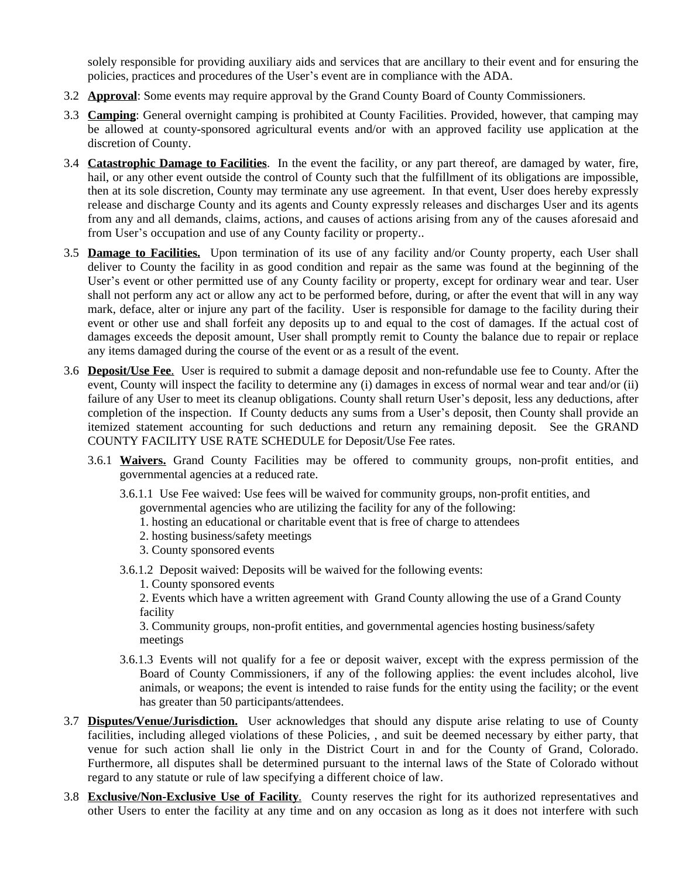solely responsible for providing auxiliary aids and services that are ancillary to their event and for ensuring the policies, practices and procedures of the User's event are in compliance with the ADA.

3.2 **Approval**: Some events may require approval by the Grand County Board of County Commissioners.

3.3 **Camping**: General overnight camping is prohibited at County Facilities. Provided, however, that camping may be allowed at county-sponsored agricultural events and/or with an approved facility use application at the discretion of County.

3.4 **Catastrophic Damage to Facilities**. In the event the facility, or any part thereof, are damaged by water, fire, hail, or any other event outside the control of County such that the fulfillment of its obligations are impossible, then at its sole discretion, County may terminate any use agreement. In that event, User does hereby expressly release and discharge County and its agents and County expressly releases and discharges User and its agents from any and all demands, claims, actions, and causes of actions arising from any of the causes aforesaid and from User's occupation and use of any County facility or property..

3.5 **Damage to Facilities.** Upon termination of its use of any facility and/or County property, each User shall deliver to County the facility in as good condition and repair as the same was found at the beginning of the User's event or other permitted use of any County facility or property, except for ordinary wear and tear. User shall not perform any act or allow any act to be performed before, during, or after the event that will in any way mark, deface, alter or injure any part of the facility. User is responsible for damage to the facility during their event or other use and shall forfeit any deposits up to and equal to the cost of damages. If the actual cost of damages exceeds the deposit amount, User shall promptly remit to County the balance due to repair or replace any items damaged during the course of the event or as a result of the event.

3.6 **Deposit/Use Fee**. User is required to submit a damage deposit and non-refundable use fee to County. After the event, County will inspect the facility to determine any (i) damages in excess of normal wear and tear and/or (ii) failure of any User to meet its cleanup obligations. County shall return User's deposit, less any deductions, after completion of the inspection. If County deducts any sums from a User's deposit, then County shall provide an itemized statement accounting for such deductions and return any remaining deposit. See the GRAND COUNTY FACILITY USE RATE SCHEDULE for Deposit/Use Fee rates.

3.6.1 **Waivers.** Grand County Facilities may be offered to community groups, non-profit entities, and governmental agencies at a reduced rate.

3.6.1.1 Use Fee waived: Use fees will be waived for community groups, non-profit entities, and governmental agencies who are utilizing the facility for any of the following:
1. hosting an educational or charitable event that is free of charge to attendees
2. hosting business/safety meetings
3. County sponsored events

3.6.1.2 Deposit waived: Deposits will be waived for the following events:
1. County sponsored events
2. Events which have a written agreement with Grand County allowing the use of a Grand County facility
3. Community groups, non-profit entities, and governmental agencies hosting business/safety meetings

3.6.1.3 Events will not qualify for a fee or deposit waiver, except with the express permission of the Board of County Commissioners, if any of the following applies: the event includes alcohol, live animals, or weapons; the event is intended to raise funds for the entity using the facility; or the event has greater than 50 participants/attendees.

3.7 **Disputes/Venue/Jurisdiction.** User acknowledges that should any dispute arise relating to use of County facilities, including alleged violations of these Policies, , and suit be deemed necessary by either party, that venue for such action shall lie only in the District Court in and for the County of Grand, Colorado. Furthermore, all disputes shall be determined pursuant to the internal laws of the State of Colorado without regard to any statute or rule of law specifying a different choice of law.

3.8 **Exclusive/Non-Exclusive Use of Facility**. County reserves the right for its authorized representatives and other Users to enter the facility at any time and on any occasion as long as it does not interfere with such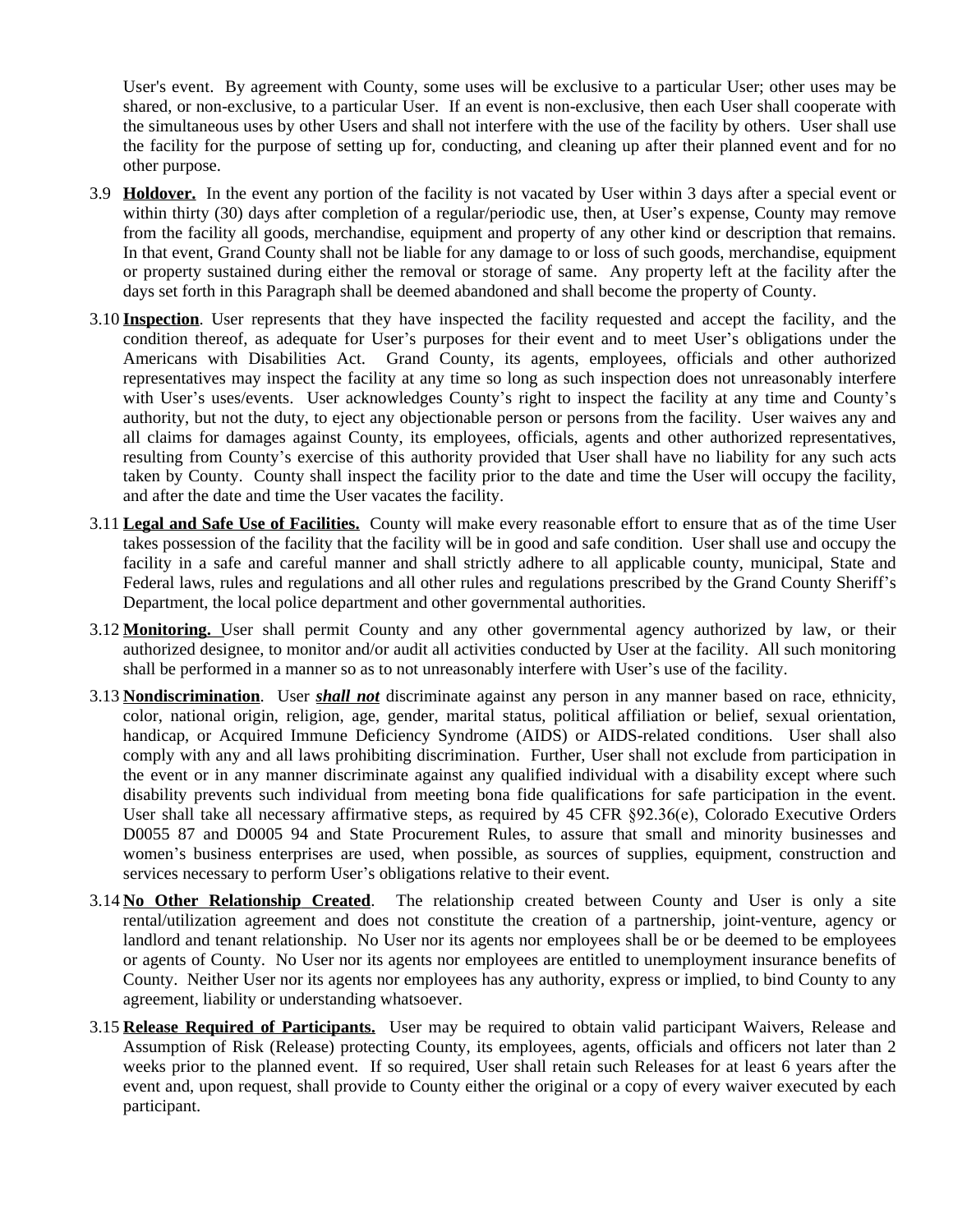User's event. By agreement with County, some uses will be exclusive to a particular User; other uses may be shared, or non-exclusive, to a particular User. If an event is non-exclusive, then each User shall cooperate with the simultaneous uses by other Users and shall not interfere with the use of the facility by others. User shall use the facility for the purpose of setting up for, conducting, and cleaning up after their planned event and for no other purpose.

3.9 **Holdover.** In the event any portion of the facility is not vacated by User within 3 days after a special event or within thirty (30) days after completion of a regular/periodic use, then, at User's expense, County may remove from the facility all goods, merchandise, equipment and property of any other kind or description that remains. In that event, Grand County shall not be liable for any damage to or loss of such goods, merchandise, equipment or property sustained during either the removal or storage of same. Any property left at the facility after the days set forth in this Paragraph shall be deemed abandoned and shall become the property of County.

3.10 **Inspection**. User represents that they have inspected the facility requested and accept the facility, and the condition thereof, as adequate for User's purposes for their event and to meet User's obligations under the Americans with Disabilities Act. Grand County, its agents, employees, officials and other authorized representatives may inspect the facility at any time so long as such inspection does not unreasonably interfere with User's uses/events. User acknowledges County's right to inspect the facility at any time and County's authority, but not the duty, to eject any objectionable person or persons from the facility. User waives any and all claims for damages against County, its employees, officials, agents and other authorized representatives, resulting from County's exercise of this authority provided that User shall have no liability for any such acts taken by County. County shall inspect the facility prior to the date and time the User will occupy the facility, and after the date and time the User vacates the facility.

3.11 **Legal and Safe Use of Facilities.** County will make every reasonable effort to ensure that as of the time User takes possession of the facility that the facility will be in good and safe condition. User shall use and occupy the facility in a safe and careful manner and shall strictly adhere to all applicable county, municipal, State and Federal laws, rules and regulations and all other rules and regulations prescribed by the Grand County Sheriff's Department, the local police department and other governmental authorities.

3.12 **Monitoring.** User shall permit County and any other governmental agency authorized by law, or their authorized designee, to monitor and/or audit all activities conducted by User at the facility. All such monitoring shall be performed in a manner so as to not unreasonably interfere with User's use of the facility.

3.13 **Nondiscrimination**. User ***shall not*** discriminate against any person in any manner based on race, ethnicity, color, national origin, religion, age, gender, marital status, political affiliation or belief, sexual orientation, handicap, or Acquired Immune Deficiency Syndrome (AIDS) or AIDS-related conditions. User shall also comply with any and all laws prohibiting discrimination. Further, User shall not exclude from participation in the event or in any manner discriminate against any qualified individual with a disability except where such disability prevents such individual from meeting bona fide qualifications for safe participation in the event. User shall take all necessary affirmative steps, as required by 45 CFR §92.36(e), Colorado Executive Orders D0055 87 and D0005 94 and State Procurement Rules, to assure that small and minority businesses and women's business enterprises are used, when possible, as sources of supplies, equipment, construction and services necessary to perform User's obligations relative to their event.

3.14 **No Other Relationship Created**. The relationship created between County and User is only a site rental/utilization agreement and does not constitute the creation of a partnership, joint-venture, agency or landlord and tenant relationship. No User nor its agents nor employees shall be or be deemed to be employees or agents of County. No User nor its agents nor employees are entitled to unemployment insurance benefits of County. Neither User nor its agents nor employees has any authority, express or implied, to bind County to any agreement, liability or understanding whatsoever.

3.15 **Release Required of Participants.** User may be required to obtain valid participant Waivers, Release and Assumption of Risk (Release) protecting County, its employees, agents, officials and officers not later than 2 weeks prior to the planned event. If so required, User shall retain such Releases for at least 6 years after the event and, upon request, shall provide to County either the original or a copy of every waiver executed by each participant.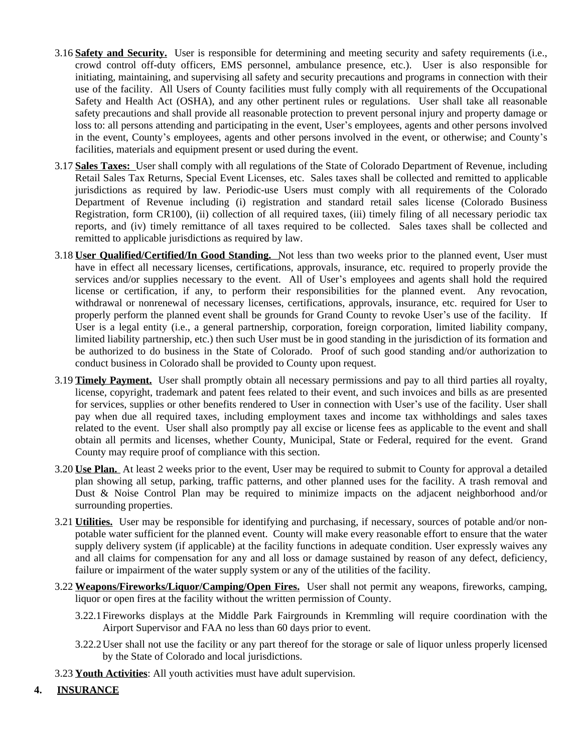3.16 **Safety and Security.** User is responsible for determining and meeting security and safety requirements (i.e., crowd control off-duty officers, EMS personnel, ambulance presence, etc.). User is also responsible for initiating, maintaining, and supervising all safety and security precautions and programs in connection with their use of the facility. All Users of County facilities must fully comply with all requirements of the Occupational Safety and Health Act (OSHA), and any other pertinent rules or regulations. User shall take all reasonable safety precautions and shall provide all reasonable protection to prevent personal injury and property damage or loss to: all persons attending and participating in the event, User's employees, agents and other persons involved in the event, County's employees, agents and other persons involved in the event, or otherwise; and County's facilities, materials and equipment present or used during the event.

3.17 **Sales Taxes:** User shall comply with all regulations of the State of Colorado Department of Revenue, including Retail Sales Tax Returns, Special Event Licenses, etc. Sales taxes shall be collected and remitted to applicable jurisdictions as required by law. Periodic-use Users must comply with all requirements of the Colorado Department of Revenue including (i) registration and standard retail sales license (Colorado Business Registration, form CR100), (ii) collection of all required taxes, (iii) timely filing of all necessary periodic tax reports, and (iv) timely remittance of all taxes required to be collected. Sales taxes shall be collected and remitted to applicable jurisdictions as required by law.

3.18 **User Qualified/Certified/In Good Standing.** Not less than two weeks prior to the planned event, User must have in effect all necessary licenses, certifications, approvals, insurance, etc. required to properly provide the services and/or supplies necessary to the event. All of User's employees and agents shall hold the required license or certification, if any, to perform their responsibilities for the planned event. Any revocation, withdrawal or nonrenewal of necessary licenses, certifications, approvals, insurance, etc. required for User to properly perform the planned event shall be grounds for Grand County to revoke User's use of the facility. If User is a legal entity (i.e., a general partnership, corporation, foreign corporation, limited liability company, limited liability partnership, etc.) then such User must be in good standing in the jurisdiction of its formation and be authorized to do business in the State of Colorado. Proof of such good standing and/or authorization to conduct business in Colorado shall be provided to County upon request.

3.19 **Timely Payment.** User shall promptly obtain all necessary permissions and pay to all third parties all royalty, license, copyright, trademark and patent fees related to their event, and such invoices and bills as are presented for services, supplies or other benefits rendered to User in connection with User's use of the facility. User shall pay when due all required taxes, including employment taxes and income tax withholdings and sales taxes related to the event. User shall also promptly pay all excise or license fees as applicable to the event and shall obtain all permits and licenses, whether County, Municipal, State or Federal, required for the event. Grand County may require proof of compliance with this section.

3.20 **Use Plan.** At least 2 weeks prior to the event, User may be required to submit to County for approval a detailed plan showing all setup, parking, traffic patterns, and other planned uses for the facility. A trash removal and Dust & Noise Control Plan may be required to minimize impacts on the adjacent neighborhood and/or surrounding properties.

3.21 **Utilities.** User may be responsible for identifying and purchasing, if necessary, sources of potable and/or non-potable water sufficient for the planned event. County will make every reasonable effort to ensure that the water supply delivery system (if applicable) at the facility functions in adequate condition. User expressly waives any and all claims for compensation for any and all loss or damage sustained by reason of any defect, deficiency, failure or impairment of the water supply system or any of the utilities of the facility.

3.22 **Weapons/Fireworks/Liquor/Camping/Open Fires.** User shall not permit any weapons, fireworks, camping, liquor or open fires at the facility without the written permission of County.

3.22.1 Fireworks displays at the Middle Park Fairgrounds in Kremmling will require coordination with the Airport Supervisor and FAA no less than 60 days prior to event.

3.22.2 User shall not use the facility or any part thereof for the storage or sale of liquor unless properly licensed by the State of Colorado and local jurisdictions.

3.23 **Youth Activities**: All youth activities must have adult supervision.

## 4. INSURANCE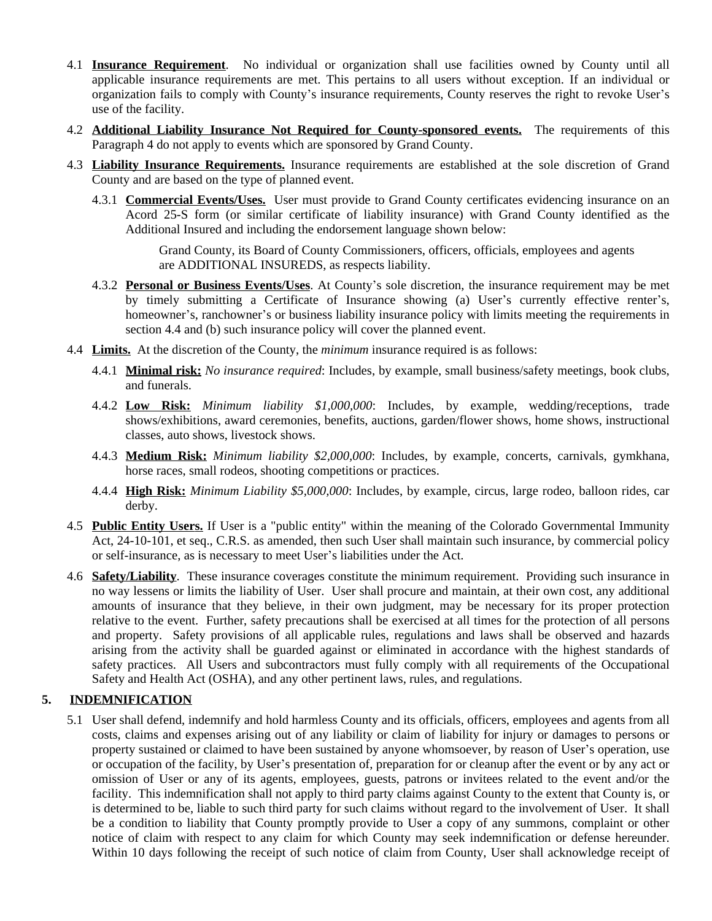4.1 **Insurance Requirement**. No individual or organization shall use facilities owned by County until all applicable insurance requirements are met. This pertains to all users without exception. If an individual or organization fails to comply with County's insurance requirements, County reserves the right to revoke User's use of the facility.

4.2 **Additional Liability Insurance Not Required for County-sponsored events.** The requirements of this Paragraph 4 do not apply to events which are sponsored by Grand County.

4.3 **Liability Insurance Requirements.** Insurance requirements are established at the sole discretion of Grand County and are based on the type of planned event.

4.3.1 **Commercial Events/Uses.** User must provide to Grand County certificates evidencing insurance on an Acord 25-S form (or similar certificate of liability insurance) with Grand County identified as the Additional Insured and including the endorsement language shown below:

> Grand County, its Board of County Commissioners, officers, officials, employees and agents are ADDITIONAL INSUREDS, as respects liability.

4.3.2 **Personal or Business Events/Uses**. At County's sole discretion, the insurance requirement may be met by timely submitting a Certificate of Insurance showing (a) User's currently effective renter's, homeowner's, ranchowner's or business liability insurance policy with limits meeting the requirements in section 4.4 and (b) such insurance policy will cover the planned event.

4.4 **Limits.** At the discretion of the County, the *minimum* insurance required is as follows:

4.4.1 **Minimal risk:** *No insurance required*: Includes, by example, small business/safety meetings, book clubs, and funerals.

4.4.2 **Low Risk:** *Minimum liability $1,000,000*: Includes, by example, wedding/receptions, trade shows/exhibitions, award ceremonies, benefits, auctions, garden/flower shows, home shows, instructional classes, auto shows, livestock shows.

4.4.3 **Medium Risk:** *Minimum liability $2,000,000*: Includes, by example, concerts, carnivals, gymkhana, horse races, small rodeos, shooting competitions or practices.

4.4.4 **High Risk:** *Minimum Liability $5,000,000*: Includes, by example, circus, large rodeo, balloon rides, car derby.

4.5 **Public Entity Users.** If User is a "public entity" within the meaning of the Colorado Governmental Immunity Act, 24-10-101, et seq., C.R.S. as amended, then such User shall maintain such insurance, by commercial policy or self-insurance, as is necessary to meet User's liabilities under the Act.

4.6 **Safety/Liability**. These insurance coverages constitute the minimum requirement. Providing such insurance in no way lessens or limits the liability of User. User shall procure and maintain, at their own cost, any additional amounts of insurance that they believe, in their own judgment, may be necessary for its proper protection relative to the event. Further, safety precautions shall be exercised at all times for the protection of all persons and property. Safety provisions of all applicable rules, regulations and laws shall be observed and hazards arising from the activity shall be guarded against or eliminated in accordance with the highest standards of safety practices. All Users and subcontractors must fully comply with all requirements of the Occupational Safety and Health Act (OSHA), and any other pertinent laws, rules, and regulations.

## 5. INDEMNIFICATION

5.1 User shall defend, indemnify and hold harmless County and its officials, officers, employees and agents from all costs, claims and expenses arising out of any liability or claim of liability for injury or damages to persons or property sustained or claimed to have been sustained by anyone whomsoever, by reason of User's operation, use or occupation of the facility, by User's presentation of, preparation for or cleanup after the event or by any act or omission of User or any of its agents, employees, guests, patrons or invitees related to the event and/or the facility. This indemnification shall not apply to third party claims against County to the extent that County is, or is determined to be, liable to such third party for such claims without regard to the involvement of User. It shall be a condition to liability that County promptly provide to User a copy of any summons, complaint or other notice of claim with respect to any claim for which County may seek indemnification or defense hereunder. Within 10 days following the receipt of such notice of claim from County, User shall acknowledge receipt of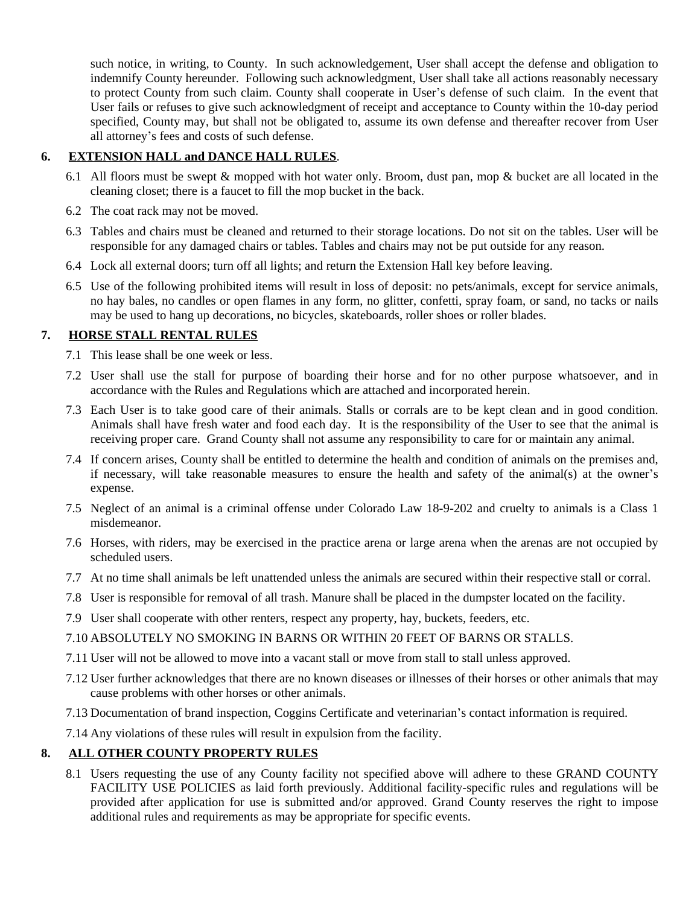such notice, in writing, to County. In such acknowledgement, User shall accept the defense and obligation to indemnify County hereunder. Following such acknowledgment, User shall take all actions reasonably necessary to protect County from such claim. County shall cooperate in User's defense of such claim. In the event that User fails or refuses to give such acknowledgment of receipt and acceptance to County within the 10-day period specified, County may, but shall not be obligated to, assume its own defense and thereafter recover from User all attorney's fees and costs of such defense.

## 6. EXTENSION HALL and DANCE HALL RULES.

6.1 All floors must be swept & mopped with hot water only. Broom, dust pan, mop & bucket are all located in the cleaning closet; there is a faucet to fill the mop bucket in the back.

6.2 The coat rack may not be moved.

6.3 Tables and chairs must be cleaned and returned to their storage locations. Do not sit on the tables. User will be responsible for any damaged chairs or tables. Tables and chairs may not be put outside for any reason.

6.4 Lock all external doors; turn off all lights; and return the Extension Hall key before leaving.

6.5 Use of the following prohibited items will result in loss of deposit: no pets/animals, except for service animals, no hay bales, no candles or open flames in any form, no glitter, confetti, spray foam, or sand, no tacks or nails may be used to hang up decorations, no bicycles, skateboards, roller shoes or roller blades.

## 7. HORSE STALL RENTAL RULES

7.1 This lease shall be one week or less.

7.2 User shall use the stall for purpose of boarding their horse and for no other purpose whatsoever, and in accordance with the Rules and Regulations which are attached and incorporated herein.

7.3 Each User is to take good care of their animals. Stalls or corrals are to be kept clean and in good condition. Animals shall have fresh water and food each day. It is the responsibility of the User to see that the animal is receiving proper care. Grand County shall not assume any responsibility to care for or maintain any animal.

7.4 If concern arises, County shall be entitled to determine the health and condition of animals on the premises and, if necessary, will take reasonable measures to ensure the health and safety of the animal(s) at the owner's expense.

7.5 Neglect of an animal is a criminal offense under Colorado Law 18-9-202 and cruelty to animals is a Class 1 misdemeanor.

7.6 Horses, with riders, may be exercised in the practice arena or large arena when the arenas are not occupied by scheduled users.

7.7 At no time shall animals be left unattended unless the animals are secured within their respective stall or corral.

7.8 User is responsible for removal of all trash. Manure shall be placed in the dumpster located on the facility.

7.9 User shall cooperate with other renters, respect any property, hay, buckets, feeders, etc.

7.10 ABSOLUTELY NO SMOKING IN BARNS OR WITHIN 20 FEET OF BARNS OR STALLS.

7.11 User will not be allowed to move into a vacant stall or move from stall to stall unless approved.

7.12 User further acknowledges that there are no known diseases or illnesses of their horses or other animals that may cause problems with other horses or other animals.

7.13 Documentation of brand inspection, Coggins Certificate and veterinarian's contact information is required.

7.14 Any violations of these rules will result in expulsion from the facility.

## 8. ALL OTHER COUNTY PROPERTY RULES

8.1 Users requesting the use of any County facility not specified above will adhere to these GRAND COUNTY FACILITY USE POLICIES as laid forth previously. Additional facility-specific rules and regulations will be provided after application for use is submitted and/or approved. Grand County reserves the right to impose additional rules and requirements as may be appropriate for specific events.